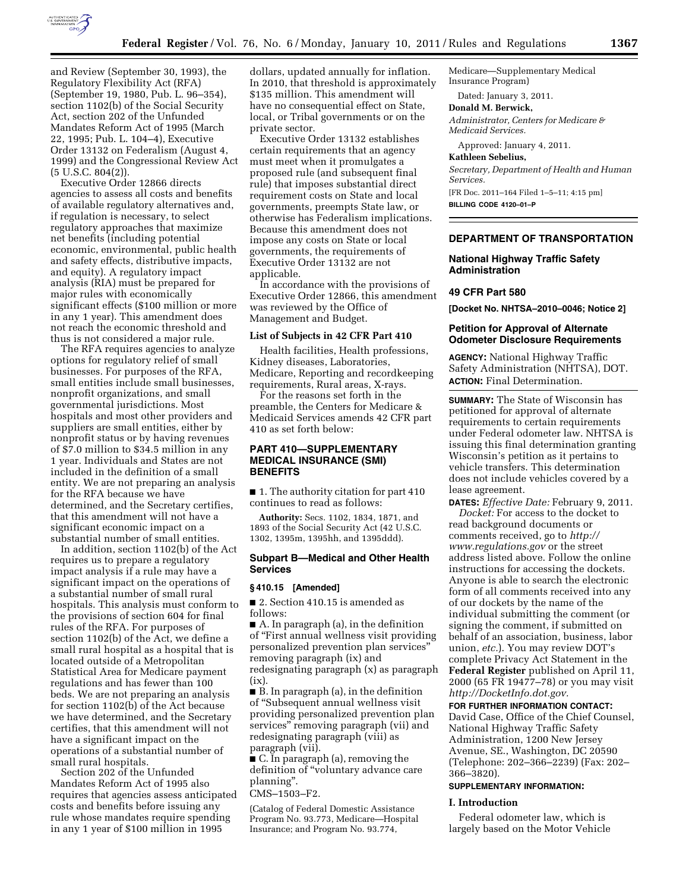and Review (September 30, 1993), the Regulatory Flexibility Act (RFA) (September 19, 1980, Pub. L. 96–354), section 1102(b) of the Social Security Act, section 202 of the Unfunded Mandates Reform Act of 1995 (March 22, 1995; Pub. L. 104–4), Executive Order 13132 on Federalism (August 4, 1999) and the Congressional Review Act (5 U.S.C. 804(2)).

Executive Order 12866 directs agencies to assess all costs and benefits of available regulatory alternatives and, if regulation is necessary, to select regulatory approaches that maximize net benefits (including potential economic, environmental, public health and safety effects, distributive impacts, and equity). A regulatory impact analysis (RIA) must be prepared for major rules with economically significant effects ($100 million or more in any 1 year). This amendment does not reach the economic threshold and thus is not considered a major rule.

The RFA requires agencies to analyze options for regulatory relief of small businesses. For purposes of the RFA, small entities include small businesses, nonprofit organizations, and small governmental jurisdictions. Most hospitals and most other providers and suppliers are small entities, either by nonprofit status or by having revenues of $7.0 million to $34.5 million in any 1 year. Individuals and States are not included in the definition of a small entity. We are not preparing an analysis for the RFA because we have determined, and the Secretary certifies, that this amendment will not have a significant economic impact on a substantial number of small entities.

In addition, section 1102(b) of the Act requires us to prepare a regulatory impact analysis if a rule may have a significant impact on the operations of a substantial number of small rural hospitals. This analysis must conform to the provisions of section 604 for final rules of the RFA. For purposes of section 1102(b) of the Act, we define a small rural hospital as a hospital that is located outside of a Metropolitan Statistical Area for Medicare payment regulations and has fewer than 100 beds. We are not preparing an analysis for section 1102(b) of the Act because we have determined, and the Secretary certifies, that this amendment will not have a significant impact on the operations of a substantial number of small rural hospitals.

Section 202 of the Unfunded Mandates Reform Act of 1995 also requires that agencies assess anticipated costs and benefits before issuing any rule whose mandates require spending in any 1 year of $100 million in 1995 dollars, updated annually for inflation. In 2010, that threshold is approximately $135 million. This amendment will have no consequential effect on State, local, or Tribal governments or on the private sector.

Executive Order 13132 establishes certain requirements that an agency must meet when it promulgates a proposed rule (and subsequent final rule) that imposes substantial direct requirement costs on State and local governments, preempts State law, or otherwise has Federalism implications. Because this amendment does not impose any costs on State or local governments, the requirements of Executive Order 13132 are not applicable.

In accordance with the provisions of Executive Order 12866, this amendment was reviewed by the Office of Management and Budget.

### List of Subjects in 42 CFR Part 410

Health facilities, Health professions, Kidney diseases, Laboratories, Medicare, Reporting and recordkeeping requirements, Rural areas, X-rays.

For the reasons set forth in the preamble, the Centers for Medicare & Medicaid Services amends 42 CFR part 410 as set forth below:

## PART 410—SUPPLEMENTARY MEDICAL INSURANCE (SMI) BENEFITS

■ 1. The authority citation for part 410 continues to read as follows:

**Authority:** Secs. 1102, 1834, 1871, and 1893 of the Social Security Act (42 U.S.C. 1302, 1395m, 1395hh, and 1395ddd).

### Subpart B—Medical and Other Health Services

#### § 410.15 [Amended]

■ 2. Section 410.15 is amended as follows:

■ A. In paragraph (a), in the definition of "First annual wellness visit providing personalized prevention plan services" removing paragraph (ix) and redesignating paragraph (x) as paragraph (ix).

■ B. In paragraph (a), in the definition of "Subsequent annual wellness visit providing personalized prevention plan services" removing paragraph (vii) and redesignating paragraph (viii) as paragraph (vii).

■ C. In paragraph (a), removing the definition of "voluntary advance care planning".

CMS–1503–F2.

(Catalog of Federal Domestic Assistance Program No. 93.773, Medicare—Hospital Insurance; and Program No. 93.774, Medicare—Supplementary Medical Insurance Program)

Dated: January 3, 2011.

**Donald M. Berwick,**

*Administrator, Centers for Medicare & Medicaid Services.*

Approved: January 4, 2011.

**Kathleen Sebelius,**

*Secretary, Department of Health and Human Services.*

[FR Doc. 2011–164 Filed 1–5–11; 4:15 pm]

**BILLING CODE 4120–01–P**

## DEPARTMENT OF TRANSPORTATION

### National Highway Traffic Safety Administration

### 49 CFR Part 580

**[Docket No. NHTSA–2010–0046; Notice 2]**

### Petition for Approval of Alternate Odometer Disclosure Requirements

**AGENCY:** National Highway Traffic Safety Administration (NHTSA), DOT.

**ACTION:** Final Determination.

**SUMMARY:** The State of Wisconsin has petitioned for approval of alternate requirements to certain requirements under Federal odometer law. NHTSA is issuing this final determination granting Wisconsin's petition as it pertains to vehicle transfers. This determination does not include vehicles covered by a lease agreement.

**DATES:** *Effective Date:* February 9, 2011.

*Docket:* For access to the docket to read background documents or comments received, go to *http://www.regulations.gov* or the street address listed above. Follow the online instructions for accessing the dockets. Anyone is able to search the electronic form of all comments received into any of our dockets by the name of the individual submitting the comment (or signing the comment, if submitted on behalf of an association, business, labor union, *etc.*). You may review DOT's complete Privacy Act Statement in the **Federal Register** published on April 11, 2000 (65 FR 19477–78) or you may visit *http://DocketInfo.dot.gov.*

**FOR FURTHER INFORMATION CONTACT:** David Case, Office of the Chief Counsel, National Highway Traffic Safety Administration, 1200 New Jersey Avenue, SE., Washington, DC 20590 (Telephone: 202–366–2239) (Fax: 202–366–3820).

**SUPPLEMENTARY INFORMATION:**

### I. Introduction

Federal odometer law, which is largely based on the Motor Vehicle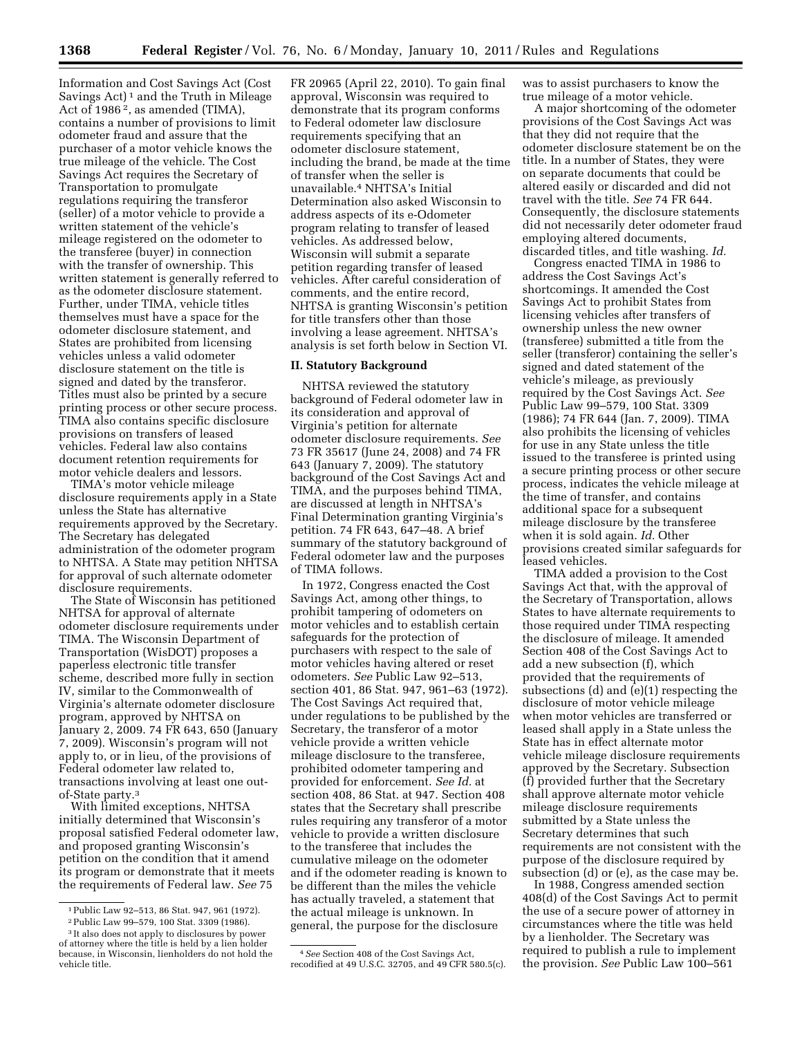Information and Cost Savings Act (Cost Savings Act) [1] and the Truth in Mileage Act of 1986 [2], as amended (TIMA), contains a number of provisions to limit odometer fraud and assure that the purchaser of a motor vehicle knows the true mileage of the vehicle. The Cost Savings Act requires the Secretary of Transportation to promulgate regulations requiring the transferor (seller) of a motor vehicle to provide a written statement of the vehicle's mileage registered on the odometer to the transferee (buyer) in connection with the transfer of ownership. This written statement is generally referred to as the odometer disclosure statement. Further, under TIMA, vehicle titles themselves must have a space for the odometer disclosure statement, and States are prohibited from licensing vehicles unless a valid odometer disclosure statement on the title is signed and dated by the transferor. Titles must also be printed by a secure printing process or other secure process. TIMA also contains specific disclosure provisions on transfers of leased vehicles. Federal law also contains document retention requirements for motor vehicle dealers and lessors.

TIMA's motor vehicle mileage disclosure requirements apply in a State unless the State has alternative requirements approved by the Secretary. The Secretary has delegated administration of the odometer program to NHTSA. A State may petition NHTSA for approval of such alternate odometer disclosure requirements.

The State of Wisconsin has petitioned NHTSA for approval of alternate odometer disclosure requirements under TIMA. The Wisconsin Department of Transportation (WisDOT) proposes a paperless electronic title transfer scheme, described more fully in section IV, similar to the Commonwealth of Virginia's alternate odometer disclosure program, approved by NHTSA on January 2, 2009. 74 FR 643, 650 (January 7, 2009). Wisconsin's program will not apply to, or in lieu, of the provisions of Federal odometer law related to, transactions involving at least one out-of-State party.[3]

With limited exceptions, NHTSA initially determined that Wisconsin's proposal satisfied Federal odometer law, and proposed granting Wisconsin's petition on the condition that it amend its program or demonstrate that it meets the requirements of Federal law. *See* 75 FR 20965 (April 22, 2010). To gain final approval, Wisconsin was required to demonstrate that its program conforms to Federal odometer law disclosure requirements specifying that an odometer disclosure statement, including the brand, be made at the time of transfer when the seller is unavailable.[4] NHTSA's Initial Determination also asked Wisconsin to address aspects of its e-Odometer program relating to transfer of leased vehicles. As addressed below, Wisconsin will submit a separate petition regarding transfer of leased vehicles. After careful consideration of comments, and the entire record, NHTSA is granting Wisconsin's petition for title transfers other than those involving a lease agreement. NHTSA's analysis is set forth below in Section VI.

## II. Statutory Background

NHTSA reviewed the statutory background of Federal odometer law in its consideration and approval of Virginia's petition for alternate odometer disclosure requirements. *See* 73 FR 35617 (June 24, 2008) and 74 FR 643 (January 7, 2009). The statutory background of the Cost Savings Act and TIMA, and the purposes behind TIMA, are discussed at length in NHTSA's Final Determination granting Virginia's petition. 74 FR 643, 647–48. A brief summary of the statutory background of Federal odometer law and the purposes of TIMA follows.

In 1972, Congress enacted the Cost Savings Act, among other things, to prohibit tampering of odometers on motor vehicles and to establish certain safeguards for the protection of purchasers with respect to the sale of motor vehicles having altered or reset odometers. *See* Public Law 92–513, section 401, 86 Stat. 947, 961–63 (1972). The Cost Savings Act required that, under regulations to be published by the Secretary, the transferor of a motor vehicle provide a written vehicle mileage disclosure to the transferee, prohibited odometer tampering and provided for enforcement. *See Id.* at section 408, 86 Stat. at 947. Section 408 states that the Secretary shall prescribe rules requiring any transferor of a motor vehicle to provide a written disclosure to the transferee that includes the cumulative mileage on the odometer and if the odometer reading is known to be different than the miles the vehicle has actually traveled, a statement that the actual mileage is unknown. In general, the purpose for the disclosure was to assist purchasers to know the true mileage of a motor vehicle.

A major shortcoming of the odometer provisions of the Cost Savings Act was that they did not require that the odometer disclosure statement be on the title. In a number of States, they were on separate documents that could be altered easily or discarded and did not travel with the title. *See* 74 FR 644. Consequently, the disclosure statements did not necessarily deter odometer fraud employing altered documents, discarded titles, and title washing. *Id.*

Congress enacted TIMA in 1986 to address the Cost Savings Act's shortcomings. It amended the Cost Savings Act to prohibit States from licensing vehicles after transfers of ownership unless the new owner (transferee) submitted a title from the seller (transferor) containing the seller's signed and dated statement of the vehicle's mileage, as previously required by the Cost Savings Act. *See* Public Law 99–579, 100 Stat. 3309 (1986); 74 FR 644 (Jan. 7, 2009). TIMA also prohibits the licensing of vehicles for use in any State unless the title issued to the transferee is printed using a secure printing process or other secure process, indicates the vehicle mileage at the time of transfer, and contains additional space for a subsequent mileage disclosure by the transferee when it is sold again. *Id.* Other provisions created similar safeguards for leased vehicles.

TIMA added a provision to the Cost Savings Act that, with the approval of the Secretary of Transportation, allows States to have alternate requirements to those required under TIMA respecting the disclosure of mileage. It amended Section 408 of the Cost Savings Act to add a new subsection (f), which provided that the requirements of subsections (d) and (e)(1) respecting the disclosure of motor vehicle mileage when motor vehicles are transferred or leased shall apply in a State unless the State has in effect alternate motor vehicle mileage disclosure requirements approved by the Secretary. Subsection (f) provided further that the Secretary shall approve alternate motor vehicle mileage disclosure requirements submitted by a State unless the Secretary determines that such requirements are not consistent with the purpose of the disclosure required by subsection (d) or (e), as the case may be.

In 1988, Congress amended section 408(d) of the Cost Savings Act to permit the use of a secure power of attorney in circumstances where the title was held by a lienholder. The Secretary was required to publish a rule to implement the provision. *See* Public Law 100–561

---

[1] Public Law 92–513, 86 Stat. 947, 961 (1972).

[2] Public Law 99–579, 100 Stat. 3309 (1986).

[3] It also does not apply to disclosures by power of attorney where the title is held by a lien holder because, in Wisconsin, lienholders do not hold the vehicle title.

[4] *See* Section 408 of the Cost Savings Act, recodified at 49 U.S.C. 32705, and 49 CFR 580.5(c).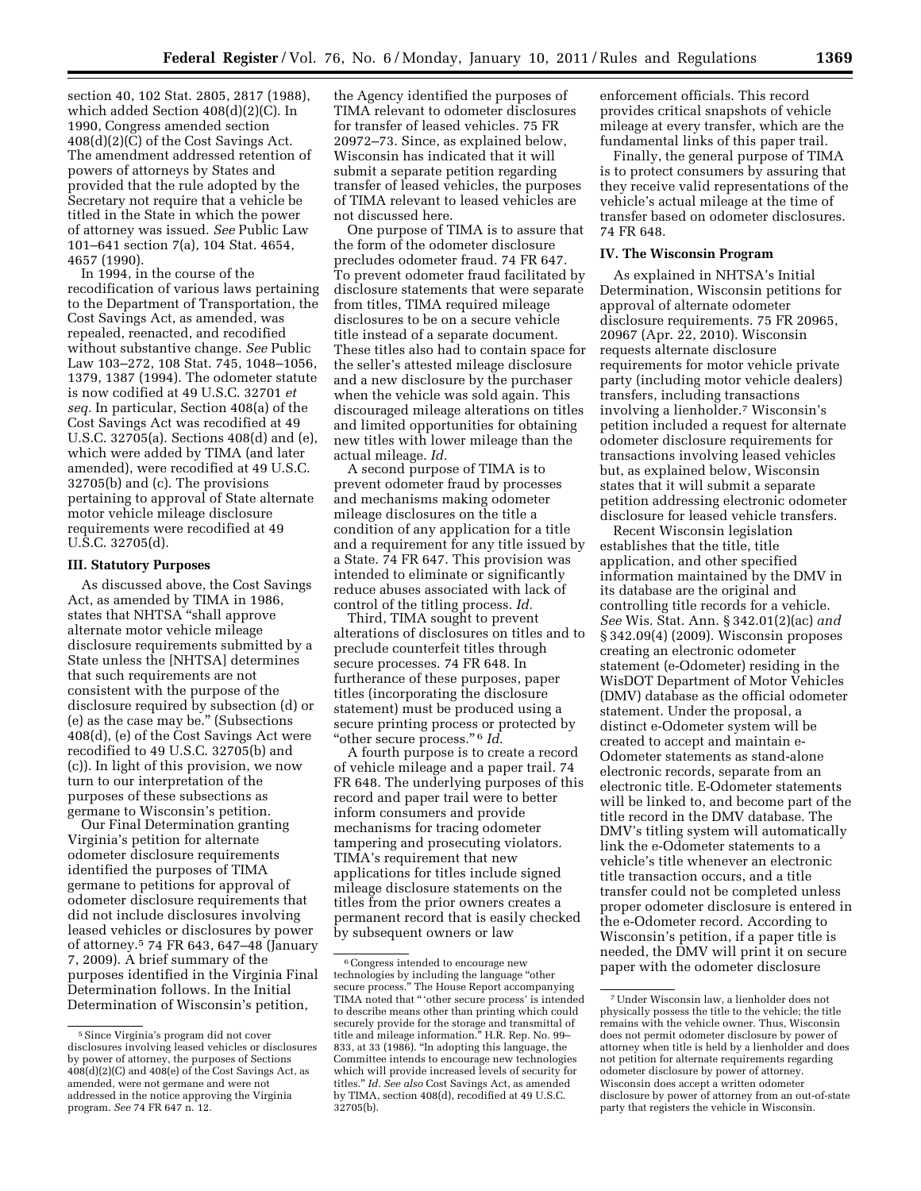section 40, 102 Stat. 2805, 2817 (1988), which added Section 408(d)(2)(C). In 1990, Congress amended section 408(d)(2)(C) of the Cost Savings Act. The amendment addressed retention of powers of attorneys by States and provided that the rule adopted by the Secretary not require that a vehicle be titled in the State in which the power of attorney was issued. *See* Public Law 101–641 section 7(a), 104 Stat. 4654, 4657 (1990).

In 1994, in the course of the recodification of various laws pertaining to the Department of Transportation, the Cost Savings Act, as amended, was repealed, reenacted, and recodified without substantive change. *See* Public Law 103–272, 108 Stat. 745, 1048–1056, 1379, 1387 (1994). The odometer statute is now codified at 49 U.S.C. 32701 *et seq.* In particular, Section 408(a) of the Cost Savings Act was recodified at 49 U.S.C. 32705(a). Sections 408(d) and (e), which were added by TIMA (and later amended), were recodified at 49 U.S.C. 32705(b) and (c). The provisions pertaining to approval of State alternate motor vehicle mileage disclosure requirements were recodified at 49 U.S.C. 32705(d).

## III. Statutory Purposes

As discussed above, the Cost Savings Act, as amended by TIMA in 1986, states that NHTSA "shall approve alternate motor vehicle mileage disclosure requirements submitted by a State unless the [NHTSA] determines that such requirements are not consistent with the purpose of the disclosure required by subsection (d) or (e) as the case may be." (Subsections 408(d), (e) of the Cost Savings Act were recodified to 49 U.S.C. 32705(b) and (c)). In light of this provision, we now turn to our interpretation of the purposes of these subsections as germane to Wisconsin's petition.

Our Final Determination granting Virginia's petition for alternate odometer disclosure requirements identified the purposes of TIMA germane to petitions for approval of odometer disclosure requirements that did not include disclosures involving leased vehicles or disclosures by power of attorney.[5] 74 FR 643, 647–48 (January 7, 2009). A brief summary of the purposes identified in the Virginia Final Determination follows. In the Initial Determination of Wisconsin's petition, the Agency identified the purposes of TIMA relevant to odometer disclosures for transfer of leased vehicles. 75 FR 20972–73. Since, as explained below, Wisconsin has indicated that it will submit a separate petition regarding transfer of leased vehicles, the purposes of TIMA relevant to leased vehicles are not discussed here.

One purpose of TIMA is to assure that the form of the odometer disclosure precludes odometer fraud. 74 FR 647. To prevent odometer fraud facilitated by disclosure statements that were separate from titles, TIMA required mileage disclosures to be on a secure vehicle title instead of a separate document. These titles also had to contain space for the seller's attested mileage disclosure and a new disclosure by the purchaser when the vehicle was sold again. This discouraged mileage alterations on titles and limited opportunities for obtaining new titles with lower mileage than the actual mileage. *Id.*

A second purpose of TIMA is to prevent odometer fraud by processes and mechanisms making odometer mileage disclosures on the title a condition of any application for a title and a requirement for any title issued by a State. 74 FR 647. This provision was intended to eliminate or significantly reduce abuses associated with lack of control of the titling process. *Id.*

Third, TIMA sought to prevent alterations of disclosures on titles and to preclude counterfeit titles through secure processes. 74 FR 648. In furtherance of these purposes, paper titles (incorporating the disclosure statement) must be produced using a secure printing process or protected by "other secure process."[6] *Id.*

A fourth purpose is to create a record of vehicle mileage and a paper trail. 74 FR 648. The underlying purposes of this record and paper trail were to better inform consumers and provide mechanisms for tracing odometer tampering and prosecuting violators. TIMA's requirement that new applications for titles include signed mileage disclosure statements on the titles from the prior owners creates a permanent record that is easily checked by subsequent owners or law enforcement officials. This record provides critical snapshots of vehicle mileage at every transfer, which are the fundamental links of this paper trail.

Finally, the general purpose of TIMA is to protect consumers by assuring that they receive valid representations of the vehicle's actual mileage at the time of transfer based on odometer disclosures. 74 FR 648.

## IV. The Wisconsin Program

As explained in NHTSA's Initial Determination, Wisconsin petitions for approval of alternate odometer disclosure requirements. 75 FR 20965, 20967 (Apr. 22, 2010). Wisconsin requests alternate disclosure requirements for motor vehicle private party (including motor vehicle dealers) transfers, including transactions involving a lienholder.[7] Wisconsin's petition included a request for alternate odometer disclosure requirements for transactions involving leased vehicles but, as explained below, Wisconsin states that it will submit a separate petition addressing electronic odometer disclosure for leased vehicle transfers.

Recent Wisconsin legislation establishes that the title, title application, and other specified information maintained by the DMV in its database are the original and controlling title records for a vehicle. *See* Wis. Stat. Ann. § 342.01(2)(ac) *and* § 342.09(4) (2009). Wisconsin proposes creating an electronic odometer statement (e-Odometer) residing in the WisDOT Department of Motor Vehicles (DMV) database as the official odometer statement. Under the proposal, a distinct e-Odometer system will be created to accept and maintain e-Odometer statements as stand-alone electronic records, separate from an electronic title. E-Odometer statements will be linked to, and become part of the title record in the DMV database. The DMV's titling system will automatically link the e-Odometer statements to a vehicle's title whenever an electronic title transaction occurs, and a title transfer could not be completed unless proper odometer disclosure is entered in the e-Odometer record. According to Wisconsin's petition, if a paper title is needed, the DMV will print it on secure paper with the odometer disclosure

[5] Since Virginia's program did not cover disclosures involving leased vehicles or disclosures by power of attorney, the purposes of Sections 408(d)(2)(C) and 408(e) of the Cost Savings Act, as amended, were not germane and were not addressed in the notice approving the Virginia program. *See* 74 FR 647 n. 12.

[6] Congress intended to encourage new technologies by including the language "other secure process." The House Report accompanying TIMA noted that "'other secure process' is intended to describe means other than printing which could securely provide for the storage and transmittal of title and mileage information." H.R. Rep. No. 99–833, at 33 (1986). "In adopting this language, the Committee intends to encourage new technologies which will provide increased levels of security for titles." *Id. See also* Cost Savings Act, as amended by TIMA, section 408(d), recodified at 49 U.S.C. 32705(b).

[7] Under Wisconsin law, a lienholder does not physically possess the title to the vehicle; the title remains with the vehicle owner. Thus, Wisconsin does not permit odometer disclosure by power of attorney when title is held by a lienholder and does not petition for alternate requirements regarding odometer disclosure by power of attorney. Wisconsin does accept a written odometer disclosure by power of attorney from an out-of-state party that registers the vehicle in Wisconsin.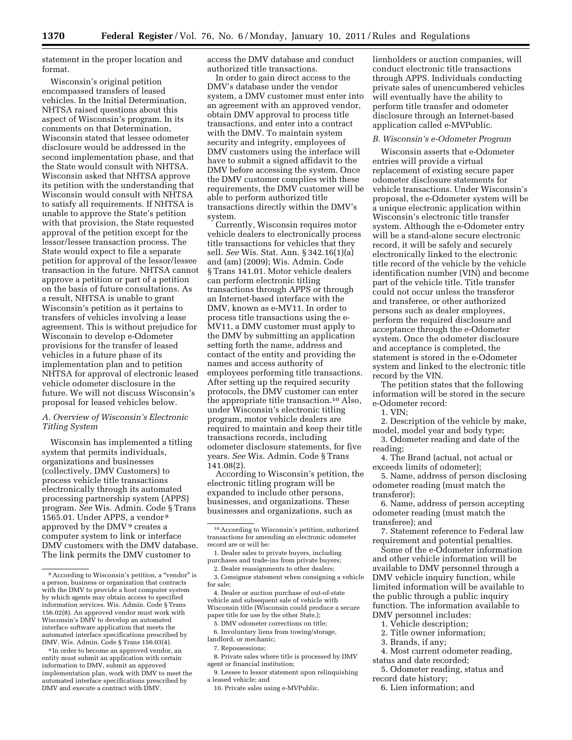statement in the proper location and format.

Wisconsin's original petition encompassed transfers of leased vehicles. In the Initial Determination, NHTSA raised questions about this aspect of Wisconsin's program. In its comments on that Determination, Wisconsin stated that lessee odometer disclosure would be addressed in the second implementation phase, and that the State would consult with NHTSA. Wisconsin asked that NHTSA approve its petition with the understanding that Wisconsin would consult with NHTSA to satisfy all requirements. If NHTSA is unable to approve the State's petition with that provision, the State requested approval of the petition except for the lessor/lessee transaction process. The State would expect to file a separate petition for approval of the lessor/lessee transaction in the future. NHTSA cannot approve a petition or part of a petition on the basis of future consultations. As a result, NHTSA is unable to grant Wisconsin's petition as it pertains to transfers of vehicles involving a lease agreement. This is without prejudice for Wisconsin to develop e-Odometer provisions for the transfer of leased vehicles in a future phase of its implementation plan and to petition NHTSA for approval of electronic leased vehicle odometer disclosure in the future. We will not discuss Wisconsin's proposal for leased vehicles below.

### *A. Overview of Wisconsin's Electronic Titling System*

Wisconsin has implemented a titling system that permits individuals, organizations and businesses (collectively, DMV Customers) to process vehicle title transactions electronically through its automated processing partnership system (APPS) program. *See* Wis. Admin. Code § Trans 1565.01. Under APPS, a vendor [8] approved by the DMV [9] creates a computer system to link or interface DMV customers with the DMV database. The link permits the DMV customer to access the DMV database and conduct authorized title transactions.

In order to gain direct access to the DMV's database under the vendor system, a DMV customer must enter into an agreement with an approved vendor, obtain DMV approval to process title transactions, and enter into a contract with the DMV. To maintain system security and integrity, employees of DMV customers using the interface will have to submit a signed affidavit to the DMV before accessing the system. Once the DMV customer complies with these requirements, the DMV customer will be able to perform authorized title transactions directly within the DMV's system.

Currently, Wisconsin requires motor vehicle dealers to electronically process title transactions for vehicles that they sell. *See* Wis. Stat. Ann. § 342.16(1)(a) and (am) (2009); Wis. Admin. Code § Trans 141.01. Motor vehicle dealers can perform electronic titling transactions through APPS or through an Internet-based interface with the DMV, known as e-MV11. In order to process title transactions using the e-MV11, a DMV customer must apply to the DMV by submitting an application setting forth the name, address and contact of the entity and providing the names and access authority of employees performing title transactions. After setting up the required security protocols, the DMV customer can enter the appropriate title transaction.[10] Also, under Wisconsin's electronic titling program, motor vehicle dealers are required to maintain and keep their title transactions records, including odometer disclosure statements, for five years. *See* Wis. Admin. Code § Trans 141.08(2).

According to Wisconsin's petition, the electronic titling program will be expanded to include other persons, businesses, and organizations. These businesses and organizations, such as lienholders or auction companies, will conduct electronic title transactions through APPS. Individuals conducting private sales of unencumbered vehicles will eventually have the ability to perform title transfer and odometer disclosure through an Internet-based application called e-MVPublic.

### *B. Wisconsin's e-Odometer Program*

Wisconsin asserts that e-Odometer entries will provide a virtual replacement of existing secure paper odometer disclosure statements for vehicle transactions. Under Wisconsin's proposal, the e-Odometer system will be a unique electronic application within Wisconsin's electronic title transfer system. Although the e-Odometer entry will be a stand-alone secure electronic record, it will be safely and securely electronically linked to the electronic title record of the vehicle by the vehicle identification number (VIN) and become part of the vehicle title. Title transfer could not occur unless the transferor and transferee, or other authorized persons such as dealer employees, perform the required disclosure and acceptance through the e-Odometer system. Once the odometer disclosure and acceptance is completed, the statement is stored in the e-Odometer system and linked to the electronic title record by the VIN.

The petition states that the following information will be stored in the secure e-Odometer record:

1. VIN;
2. Description of the vehicle by make, model, model year and body type;
3. Odometer reading and date of the reading;
4. The Brand (actual, not actual or exceeds limits of odometer);
5. Name, address of person disclosing odometer reading (must match the transferor);
6. Name, address of person accepting odometer reading (must match the transferee); and
7. Statement reference to Federal law requirement and potential penalties.

Some of the e-Odometer information and other vehicle information will be available to DMV personnel through a DMV vehicle inquiry function, while limited information will be available to the public through a public inquiry function. The information available to DMV personnel includes:

1. Vehicle description;
2. Title owner information;
3. Brands, if any;
4. Most current odometer reading, status and date recorded;
5. Odometer reading, status and record date history;
6. Lien information; and

---

[8] According to Wisconsin's petition, a "vendor" is a person, business or organization that contracts with the DMV to provide a host computer system by which agents may obtain access to specified information services. Wis. Admin. Code § Trans 156.02(8). An approved vendor must work with Wisconsin's DMV to develop an automated interface software application that meets the automated interface specifications prescribed by DMV. Wis. Admin. Code § Trans 156.03(4).

[9] In order to become an approved vendor, an entity must submit an application with certain information to DMV, submit an approved implementation plan, work with DMV to meet the automated interface specifications prescribed by DMV and execute a contract with DMV.

[10] According to Wisconsin's petition, authorized transactions for amending an electronic odometer record are or will be:

1. Dealer sales to private buyers, including purchases and trade-ins from private buyers;
2. Dealer reassignments to other dealers;
3. Consignor statement when consigning a vehicle for sale;
4. Dealer or auction purchase of out-of-state vehicle and subsequent sale of vehicle with Wisconsin title (Wisconsin could produce a secure paper title for use by the other State.);
5. DMV odometer corrections on title;
6. Involuntary liens from towing/storage, landlord, or mechanic;
7. Repossessions;
8. Private sales where title is processed by DMV agent or financial institution;
9. Lessee to lessor statement upon relinquishing a leased vehicle; and
10. Private sales using e-MVPublic.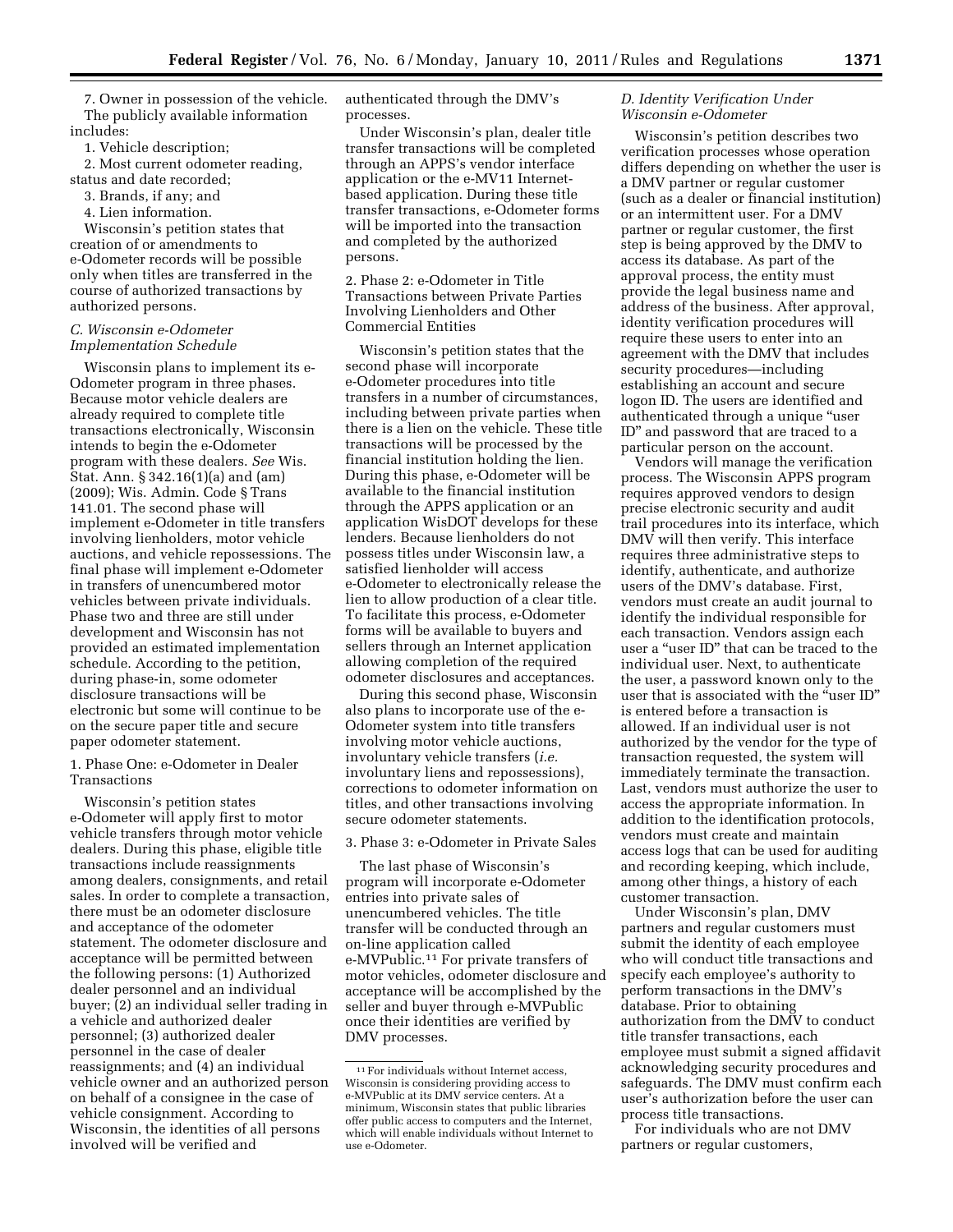7. Owner in possession of the vehicle.

The publicly available information includes:

1. Vehicle description;
2. Most current odometer reading, status and date recorded;
3. Brands, if any; and
4. Lien information.

Wisconsin's petition states that creation of or amendments to e-Odometer records will be possible only when titles are transferred in the course of authorized transactions by authorized persons.

### *C. Wisconsin e-Odometer Implementation Schedule*

Wisconsin plans to implement its e-Odometer program in three phases. Because motor vehicle dealers are already required to complete title transactions electronically, Wisconsin intends to begin the e-Odometer program with these dealers. *See* Wis. Stat. Ann. § 342.16(1)(a) and (am) (2009); Wis. Admin. Code § Trans 141.01. The second phase will implement e-Odometer in title transfers involving lienholders, motor vehicle auctions, and vehicle repossessions. The final phase will implement e-Odometer in transfers of unencumbered motor vehicles between private individuals. Phase two and three are still under development and Wisconsin has not provided an estimated implementation schedule. According to the petition, during phase-in, some odometer disclosure transactions will be electronic but some will continue to be on the secure paper title and secure paper odometer statement.

#### 1. Phase One: e-Odometer in Dealer Transactions

Wisconsin's petition states e-Odometer will apply first to motor vehicle transfers through motor vehicle dealers. During this phase, eligible title transactions include reassignments among dealers, consignments, and retail sales. In order to complete a transaction, there must be an odometer disclosure and acceptance of the odometer statement. The odometer disclosure and acceptance will be permitted between the following persons: (1) Authorized dealer personnel and an individual buyer; (2) an individual seller trading in a vehicle and authorized dealer personnel; (3) authorized dealer personnel in the case of dealer reassignments; and (4) an individual vehicle owner and an authorized person on behalf of a consignee in the case of vehicle consignment. According to Wisconsin, the identities of all persons involved will be verified and authenticated through the DMV's processes.

Under Wisconsin's plan, dealer title transfer transactions will be completed through an APPS's vendor interface application or the e-MV11 Internet-based application. During these title transfer transactions, e-Odometer forms will be imported into the transaction and completed by the authorized persons.

#### 2. Phase 2: e-Odometer in Title Transactions between Private Parties Involving Lienholders and Other Commercial Entities

Wisconsin's petition states that the second phase will incorporate e-Odometer procedures into title transfers in a number of circumstances, including between private parties when there is a lien on the vehicle. These title transactions will be processed by the financial institution holding the lien. During this phase, e-Odometer will be available to the financial institution through the APPS application or an application WisDOT develops for these lenders. Because lienholders do not possess titles under Wisconsin law, a satisfied lienholder will access e-Odometer to electronically release the lien to allow production of a clear title. To facilitate this process, e-Odometer forms will be available to buyers and sellers through an Internet application allowing completion of the required odometer disclosures and acceptances.

During this second phase, Wisconsin also plans to incorporate use of the e-Odometer system into title transfers involving motor vehicle auctions, involuntary vehicle transfers (*i.e.* involuntary liens and repossessions), corrections to odometer information on titles, and other transactions involving secure odometer statements.

#### 3. Phase 3: e-Odometer in Private Sales

The last phase of Wisconsin's program will incorporate e-Odometer entries into private sales of unencumbered vehicles. The title transfer will be conducted through an on-line application called e-MVPublic.[11] For private transfers of motor vehicles, odometer disclosure and acceptance will be accomplished by the seller and buyer through e-MVPublic once their identities are verified by DMV processes.

[11] For individuals without Internet access, Wisconsin is considering providing access to e-MVPublic at its DMV service centers. At a minimum, Wisconsin states that public libraries offer public access to computers and the Internet, which will enable individuals without Internet to use e-Odometer.

### *D. Identity Verification Under Wisconsin e-Odometer*

Wisconsin's petition describes two verification processes whose operation differs depending on whether the user is a DMV partner or regular customer (such as a dealer or financial institution) or an intermittent user. For a DMV partner or regular customer, the first step is being approved by the DMV to access its database. As part of the approval process, the entity must provide the legal business name and address of the business. After approval, identity verification procedures will require these users to enter into an agreement with the DMV that includes security procedures—including establishing an account and secure logon ID. The users are identified and authenticated through a unique "user ID" and password that are traced to a particular person on the account.

Vendors will manage the verification process. The Wisconsin APPS program requires approved vendors to design precise electronic security and audit trail procedures into its interface, which DMV will then verify. This interface requires three administrative steps to identify, authenticate, and authorize users of the DMV's database. First, vendors must create an audit journal to identify the individual responsible for each transaction. Vendors assign each user a "user ID" that can be traced to the individual user. Next, to authenticate the user, a password known only to the user that is associated with the "user ID" is entered before a transaction is allowed. If an individual user is not authorized by the vendor for the type of transaction requested, the system will immediately terminate the transaction. Last, vendors must authorize the user to access the appropriate information. In addition to the identification protocols, vendors must create and maintain access logs that can be used for auditing and recording keeping, which include, among other things, a history of each customer transaction.

Under Wisconsin's plan, DMV partners and regular customers must submit the identity of each employee who will conduct title transactions and specify each employee's authority to perform transactions in the DMV's database. Prior to obtaining authorization from the DMV to conduct title transfer transactions, each employee must submit a signed affidavit acknowledging security procedures and safeguards. The DMV must confirm each user's authorization before the user can process title transactions.

For individuals who are not DMV partners or regular customers,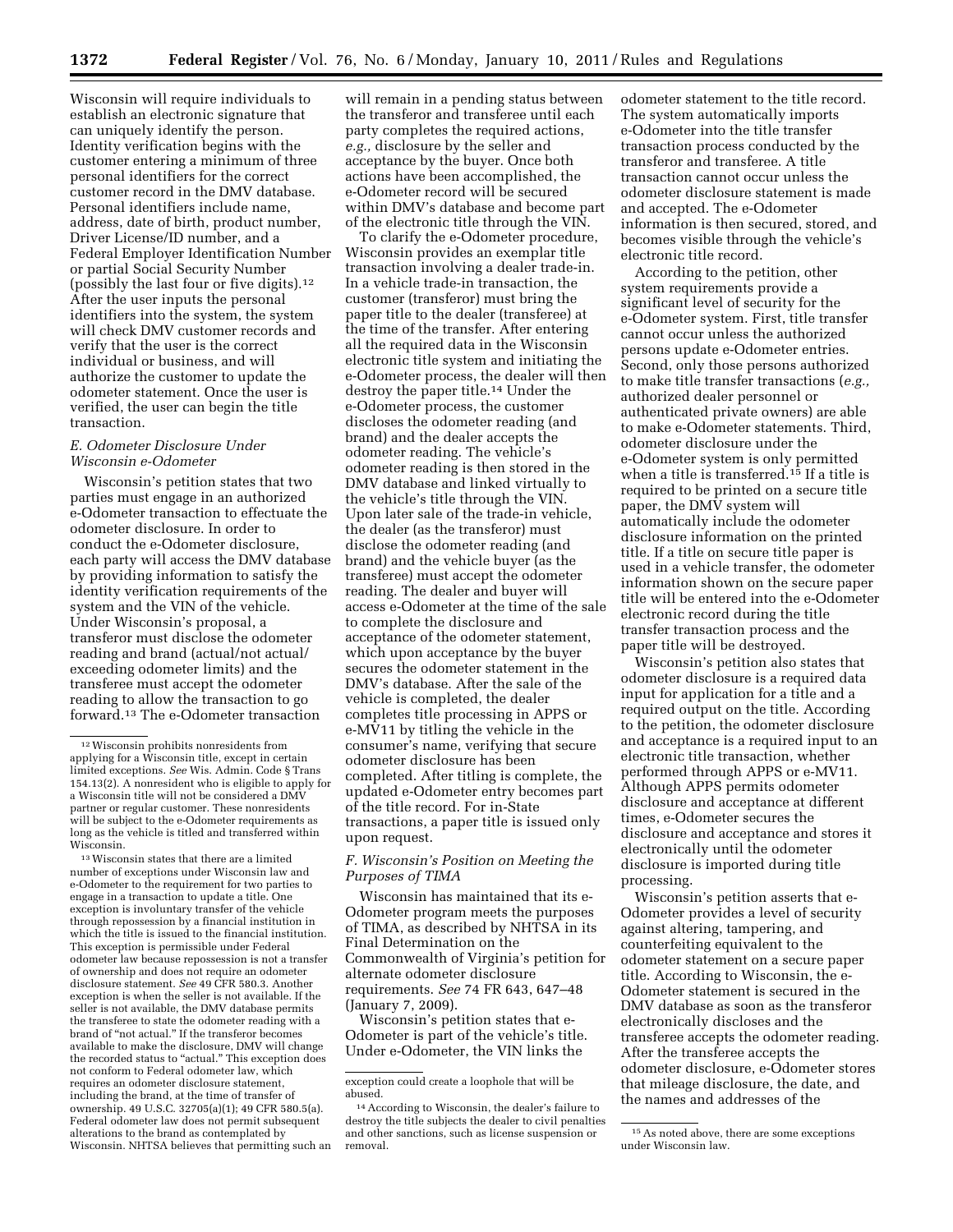Wisconsin will require individuals to establish an electronic signature that can uniquely identify the person. Identity verification begins with the customer entering a minimum of three personal identifiers for the correct customer record in the DMV database. Personal identifiers include name, address, date of birth, product number, Driver License/ID number, and a Federal Employer Identification Number or partial Social Security Number (possibly the last four or five digits).[12] After the user inputs the personal identifiers into the system, the system will check DMV customer records and verify that the user is the correct individual or business, and will authorize the customer to update the odometer statement. Once the user is verified, the user can begin the title transaction.

### E. Odometer Disclosure Under Wisconsin e-Odometer

Wisconsin's petition states that two parties must engage in an authorized e-Odometer transaction to effectuate the odometer disclosure. In order to conduct the e-Odometer disclosure, each party will access the DMV database by providing information to satisfy the identity verification requirements of the system and the VIN of the vehicle. Under Wisconsin's proposal, a transferor must disclose the odometer reading and brand (actual/not actual/exceeding odometer limits) and the transferee must accept the odometer reading to allow the transaction to go forward.[13] The e-Odometer transaction will remain in a pending status between the transferor and transferee until each party completes the required actions, *e.g.,* disclosure by the seller and acceptance by the buyer. Once both actions have been accomplished, the e-Odometer record will be secured within DMV's database and become part of the electronic title through the VIN.

To clarify the e-Odometer procedure, Wisconsin provides an exemplar title transaction involving a dealer trade-in. In a vehicle trade-in transaction, the customer (transferor) must bring the paper title to the dealer (transferee) at the time of the transfer. After entering all the required data in the Wisconsin electronic title system and initiating the e-Odometer process, the dealer will then destroy the paper title.[14] Under the e-Odometer process, the customer discloses the odometer reading (and brand) and the dealer accepts the odometer reading. The vehicle's odometer reading is then stored in the DMV database and linked virtually to the vehicle's title through the VIN. Upon later sale of the trade-in vehicle, the dealer (as the transferor) must disclose the odometer reading (and brand) and the vehicle buyer (as the transferee) must accept the odometer reading. The dealer and buyer will access e-Odometer at the time of the sale to complete the disclosure and acceptance of the odometer statement, which upon acceptance by the buyer secures the odometer statement in the DMV's database. After the sale of the vehicle is completed, the dealer completes title processing in APPS or e-MV11 by titling the vehicle in the consumer's name, verifying that secure odometer disclosure has been completed. After titling is complete, the updated e-Odometer entry becomes part of the title record. For in-State transactions, a paper title is issued only upon request.

### F. Wisconsin's Position on Meeting the Purposes of TIMA

Wisconsin has maintained that its e-Odometer program meets the purposes of TIMA, as described by NHTSA in its Final Determination on the Commonwealth of Virginia's petition for alternate odometer disclosure requirements. *See* 74 FR 643, 647–48 (January 7, 2009).

Wisconsin's petition states that e-Odometer is part of the vehicle's title. Under e-Odometer, the VIN links the odometer statement to the title record. The system automatically imports e-Odometer into the title transfer transaction process conducted by the transferor and transferee. A title transaction cannot occur unless the odometer disclosure statement is made and accepted. The e-Odometer information is then secured, stored, and becomes visible through the vehicle's electronic title record.

According to the petition, other system requirements provide a significant level of security for the e-Odometer system. First, title transfer cannot occur unless the authorized persons update e-Odometer entries. Second, only those persons authorized to make title transfer transactions (*e.g.,* authorized dealer personnel or authenticated private owners) are able to make e-Odometer statements. Third, odometer disclosure under the e-Odometer system is only permitted when a title is transferred.[15] If a title is required to be printed on a secure title paper, the DMV system will automatically include the odometer disclosure information on the printed title. If a title on secure title paper is used in a vehicle transfer, the odometer information shown on the secure paper title will be entered into the e-Odometer electronic record during the title transfer transaction process and the paper title will be destroyed.

Wisconsin's petition also states that odometer disclosure is a required data input for application for a title and a required output on the title. According to the petition, the odometer disclosure and acceptance is a required input to an electronic title transaction, whether performed through APPS or e-MV11. Although APPS permits odometer disclosure and acceptance at different times, e-Odometer secures the disclosure and acceptance and stores it electronically until the odometer disclosure is imported during title processing.

Wisconsin's petition asserts that e-Odometer provides a level of security against altering, tampering, and counterfeiting equivalent to the odometer statement on a secure paper title. According to Wisconsin, the e-Odometer statement is secured in the DMV database as soon as the transferor electronically discloses and the transferee accepts the odometer reading. After the transferee accepts the odometer disclosure, e-Odometer stores that mileage disclosure, the date, and the names and addresses of the

---

[12] Wisconsin prohibits nonresidents from applying for a Wisconsin title, except in certain limited exceptions. *See* Wis. Admin. Code § Trans 154.13(2). A nonresident who is eligible to apply for a Wisconsin title will not be considered a DMV partner or regular customer. These nonresidents will be subject to the e-Odometer requirements as long as the vehicle is titled and transferred within Wisconsin.

[13] Wisconsin states that there are a limited number of exceptions under Wisconsin law and e-Odometer to the requirement for two parties to engage in a transaction to update a title. One exception is involuntary transfer of the vehicle through repossession by a financial institution in which the title is issued to the financial institution. This exception is permissible under Federal odometer law because repossession is not a transfer of ownership and does not require an odometer disclosure statement. *See* 49 CFR 580.3. Another exception is when the seller is not available. If the seller is not available, the DMV database permits the transferee to state the odometer reading with a brand of "not actual." If the transferor becomes available to make the disclosure, DMV will change the recorded status to "actual." This exception does not conform to Federal odometer law, which requires an odometer disclosure statement, including the brand, at the time of transfer of ownership. 49 U.S.C. 32705(a)(1); 49 CFR 580.5(a). Federal odometer law does not permit subsequent alterations to the brand as contemplated by Wisconsin. NHTSA believes that permitting such an exception could create a loophole that will be abused.

[14] According to Wisconsin, the dealer's failure to destroy the title subjects the dealer to civil penalties and other sanctions, such as license suspension or removal.

[15] As noted above, there are some exceptions under Wisconsin law.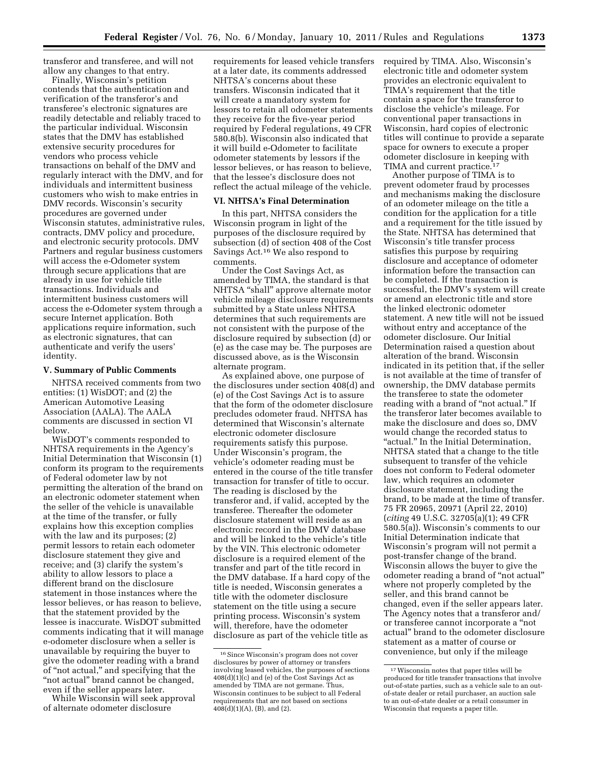transferor and transferee, and will not allow any changes to that entry.

Finally, Wisconsin's petition contends that the authentication and verification of the transferor's and transferee's electronic signatures are readily detectable and reliably traced to the particular individual. Wisconsin states that the DMV has established extensive security procedures for vendors who process vehicle transactions on behalf of the DMV and regularly interact with the DMV, and for individuals and intermittent business customers who wish to make entries in DMV records. Wisconsin's security procedures are governed under Wisconsin statutes, administrative rules, contracts, DMV policy and procedure, and electronic security protocols. DMV Partners and regular business customers will access the e-Odometer system through secure applications that are already in use for vehicle title transactions. Individuals and intermittent business customers will access the e-Odometer system through a secure Internet application. Both applications require information, such as electronic signatures, that can authenticate and verify the users' identity.

## V. Summary of Public Comments

NHTSA received comments from two entities: (1) WisDOT; and (2) the American Automotive Leasing Association (AALA). The AALA comments are discussed in section VI below.

WisDOT's comments responded to NHTSA requirements in the Agency's Initial Determination that Wisconsin (1) conform its program to the requirements of Federal odometer law by not permitting the alteration of the brand on an electronic odometer statement when the seller of the vehicle is unavailable at the time of the transfer, or fully explains how this exception complies with the law and its purposes; (2) permit lessors to retain each odometer disclosure statement they give and receive; and (3) clarify the system's ability to allow lessors to place a different brand on the disclosure statement in those instances where the lessor believes, or has reason to believe, that the statement provided by the lessee is inaccurate. WisDOT submitted comments indicating that it will manage e-odometer disclosure when a seller is unavailable by requiring the buyer to give the odometer reading with a brand of "not actual," and specifying that the "not actual" brand cannot be changed, even if the seller appears later.

While Wisconsin will seek approval of alternate odometer disclosure requirements for leased vehicle transfers at a later date, its comments addressed NHTSA's concerns about these transfers. Wisconsin indicated that it will create a mandatory system for lessors to retain all odometer statements they receive for the five-year period required by Federal regulations, 49 CFR 580.8(b). Wisconsin also indicated that it will build e-Odometer to facilitate odometer statements by lessors if the lessor believes, or has reason to believe, that the lessee's disclosure does not reflect the actual mileage of the vehicle.

## VI. NHTSA's Final Determination

In this part, NHTSA considers the Wisconsin program in light of the purposes of the disclosure required by subsection (d) of section 408 of the Cost Savings Act.[16] We also respond to comments.

Under the Cost Savings Act, as amended by TIMA, the standard is that NHTSA "shall" approve alternate motor vehicle mileage disclosure requirements submitted by a State unless NHTSA determines that such requirements are not consistent with the purpose of the disclosure required by subsection (d) or (e) as the case may be. The purposes are discussed above, as is the Wisconsin alternate program.

As explained above, one purpose of the disclosures under section 408(d) and (e) of the Cost Savings Act is to assure that the form of the odometer disclosure precludes odometer fraud. NHTSA has determined that Wisconsin's alternate electronic odometer disclosure requirements satisfy this purpose. Under Wisconsin's program, the vehicle's odometer reading must be entered in the course of the title transfer transaction for transfer of title to occur. The reading is disclosed by the transferor and, if valid, accepted by the transferee. Thereafter the odometer disclosure statement will reside as an electronic record in the DMV database and will be linked to the vehicle's title by the VIN. This electronic odometer disclosure is a required element of the transfer and part of the title record in the DMV database. If a hard copy of the title is needed, Wisconsin generates a title with the odometer disclosure statement on the title using a secure printing process. Wisconsin's system will, therefore, have the odometer disclosure as part of the vehicle title as required by TIMA. Also, Wisconsin's electronic title and odometer system provides an electronic equivalent to TIMA's requirement that the title contain a space for the transferor to disclose the vehicle's mileage. For conventional paper transactions in Wisconsin, hard copies of electronic titles will continue to provide a separate space for owners to execute a proper odometer disclosure in keeping with TIMA and current practice.[17]

Another purpose of TIMA is to prevent odometer fraud by processes and mechanisms making the disclosure of an odometer mileage on the title a condition for the application for a title and a requirement for the title issued by the State. NHTSA has determined that Wisconsin's title transfer process satisfies this purpose by requiring disclosure and acceptance of odometer information before the transaction can be completed. If the transaction is successful, the DMV's system will create or amend an electronic title and store the linked electronic odometer statement. A new title will not be issued without entry and acceptance of the odometer disclosure. Our Initial Determination raised a question about alteration of the brand. Wisconsin indicated in its petition that, if the seller is not available at the time of transfer of ownership, the DMV database permits the transferee to state the odometer reading with a brand of "not actual." If the transferor later becomes available to make the disclosure and does so, DMV would change the recorded status to "actual." In the Initial Determination, NHTSA stated that a change to the title subsequent to transfer of the vehicle does not conform to Federal odometer law, which requires an odometer disclosure statement, including the brand, to be made at the time of transfer. 75 FR 20965, 20971 (April 22, 2010) (*citing* 49 U.S.C. 32705(a)(1); 49 CFR 580.5(a)). Wisconsin's comments to our Initial Determination indicate that Wisconsin's program will not permit a post-transfer change of the brand. Wisconsin allows the buyer to give the odometer reading a brand of "not actual" where not properly completed by the seller, and this brand cannot be changed, even if the seller appears later. The Agency notes that a transferor and/or transferee cannot incorporate a "not actual" brand to the odometer disclosure statement as a matter of course or convenience, but only if the mileage

---

[16] Since Wisconsin's program does not cover disclosures by power of attorney or transfers involving leased vehicles, the purposes of sections 408(d)(1)(c) and (e) of the Cost Savings Act as amended by TIMA are not germane. Thus, Wisconsin continues to be subject to all Federal requirements that are not based on sections 408(d)(1)(A), (B), and (2).

[17] Wisconsin notes that paper titles will be produced for title transfer transactions that involve out-of-state parties, such as a vehicle sale to an out-of-state dealer or retail purchaser, an auction sale to an out-of-state dealer or a retail consumer in Wisconsin that requests a paper title.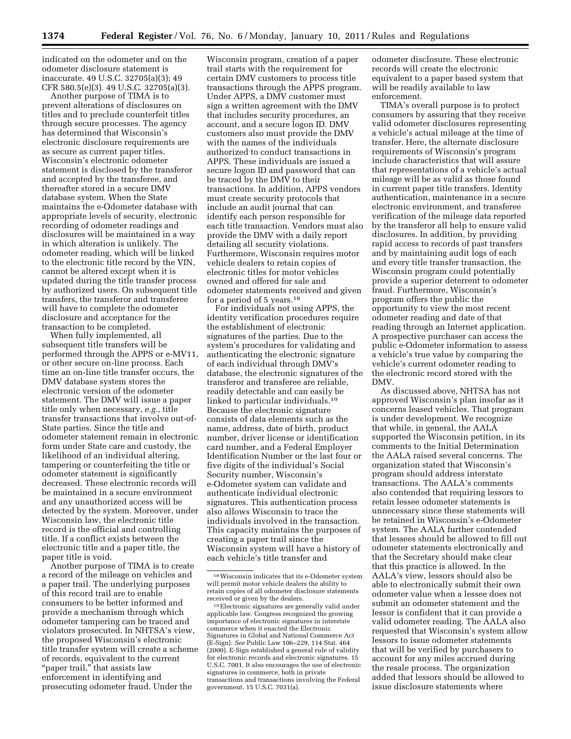indicated on the odometer and on the odometer disclosure statement is inaccurate. 49 U.S.C. 32705(a)(3); 49 CFR 580.5(e)(3). 49 U.S.C. 32705(a)(3).

Another purpose of TIMA is to prevent alterations of disclosures on titles and to preclude counterfeit titles through secure processes. The agency has determined that Wisconsin's electronic disclosure requirements are as secure as current paper titles. Wisconsin's electronic odometer statement is disclosed by the transferor and accepted by the transferee, and thereafter stored in a secure DMV database system. When the State maintains the e-Odometer database with appropriate levels of security, electronic recording of odometer readings and disclosures will be maintained in a way in which alteration is unlikely. The odometer reading, which will be linked to the electronic title record by the VIN, cannot be altered except when it is updated during the title transfer process by authorized users. On subsequent title transfers, the transferor and transferee will have to complete the odometer disclosure and acceptance for the transaction to be completed.

When fully implemented, all subsequent title transfers will be performed through the APPS or e-MV11, or other secure on-line process. Each time an on-line title transfer occurs, the DMV database system stores the electronic version of the odometer statement. The DMV will issue a paper title only when necessary, *e.g.,* title transfer transactions that involve out-of-State parties. Since the title and odometer statement remain in electronic form under State care and custody, the likelihood of an individual altering, tampering or counterfeiting the title or odometer statement is significantly decreased. These electronic records will be maintained in a secure environment and any unauthorized access will be detected by the system. Moreover, under Wisconsin law, the electronic title record is the official and controlling title. If a conflict exists between the electronic title and a paper title, the paper title is void.

Another purpose of TIMA is to create a record of the mileage on vehicles and a paper trail. The underlying purposes of this record trail are to enable consumers to be better informed and provide a mechanism through which odometer tampering can be traced and violators prosecuted. In NHTSA's view, the proposed Wisconsin's electronic title transfer system will create a scheme of records, equivalent to the current "paper trail," that assists law enforcement in identifying and prosecuting odometer fraud. Under the Wisconsin program, creation of a paper trail starts with the requirement for certain DMV customers to process title transactions through the APPS program. Under APPS, a DMV customer must sign a written agreement with the DMV that includes security procedures, an account, and a secure logon ID. DMV customers also must provide the DMV with the names of the individuals authorized to conduct transactions in APPS. These individuals are issued a secure logon ID and password that can be traced by the DMV to their transactions. In addition, APPS vendors must create security protocols that include an audit journal that can identify each person responsible for each title transaction. Vendors must also provide the DMV with a daily report detailing all security violations. Furthermore, Wisconsin requires motor vehicle dealers to retain copies of electronic titles for motor vehicles owned and offered for sale and odometer statements received and given for a period of 5 years.[18]

For individuals not using APPS, the identity verification procedures require the establishment of electronic signatures of the parties. Due to the system's procedures for validating and authenticating the electronic signature of each individual through DMV's database, the electronic signatures of the transferor and transferee are reliable, readily detectable and can easily be linked to particular individuals.[19] Because the electronic signature consists of data elements such as the name, address, date of birth, product number, driver license or identification card number, and a Federal Employer Identification Number or the last four or five digits of the individual's Social Security number, Wisconsin's e-Odometer system can validate and authenticate individual electronic signatures. This authentication process also allows Wisconsin to trace the individuals involved in the transaction. This capacity maintains the purposes of creating a paper trail since the Wisconsin system will have a history of each vehicle's title transfer and odometer disclosure. These electronic records will create the electronic equivalent to a paper based system that will be readily available to law enforcement.

TIMA's overall purpose is to protect consumers by assuring that they receive valid odometer disclosures representing a vehicle's actual mileage at the time of transfer. Here, the alternate disclosure requirements of Wisconsin's program include characteristics that will assure that representations of a vehicle's actual mileage will be as valid as those found in current paper title transfers. Identity authentication, maintenance in a secure electronic environment, and transferee verification of the mileage data reported by the transferor all help to ensure valid disclosures. In addition, by providing rapid access to records of past transfers and by maintaining audit logs of each and every title transfer transaction, the Wisconsin program could potentially provide a superior deterrent to odometer fraud. Furthermore, Wisconsin's program offers the public the opportunity to view the most recent odometer reading and date of that reading through an Internet application. A prospective purchaser can access the public e-Odometer information to assess a vehicle's true value by comparing the vehicle's current odometer reading to the electronic record stored with the DMV.

As discussed above, NHTSA has not approved Wisconsin's plan insofar as it concerns leased vehicles. That program is under development. We recognize that while, in general, the AALA supported the Wisconsin petition, in its comments to the Initial Determination the AALA raised several concerns. The organization stated that Wisconsin's program should address interstate transactions. The AALA's comments also contended that requiring lessors to retain lessee odometer statements is unnecessary since these statements will be retained in Wisconsin's e-Odometer system. The AALA further contended that lessees should be allowed to fill out odometer statements electronically and that the Secretary should make clear that this practice is allowed. In the AALA's view, lessors should also be able to electronically submit their own odometer value when a lessee does not submit an odometer statement and the lessor is confident that it can provide a valid odometer reading. The AALA also requested that Wisconsin's system allow lessors to issue odometer statements that will be verified by purchasers to account for any miles accrued during the resale process. The organization added that lessors should be allowed to issue disclosure statements where

---

[18] Wisconsin indicates that its e-Odometer system will permit motor vehicle dealers the ability to retain copies of all odometer disclosure statements received or given by the dealers.

[19] Electronic signatures are generally valid under applicable law. Congress recognized the growing importance of electronic signatures in interstate commerce when it enacted the Electronic Signatures in Global and National Commerce Act (E-Sign). *See* Public Law 106–229, 114 Stat. 464 (2000). E-Sign established a general rule of validity for electronic records and electronic signatures. 15 U.S.C. 7001. It also encourages the use of electronic signatures in commerce, both in private transactions and transactions involving the Federal government. 15 U.S.C. 7031(a).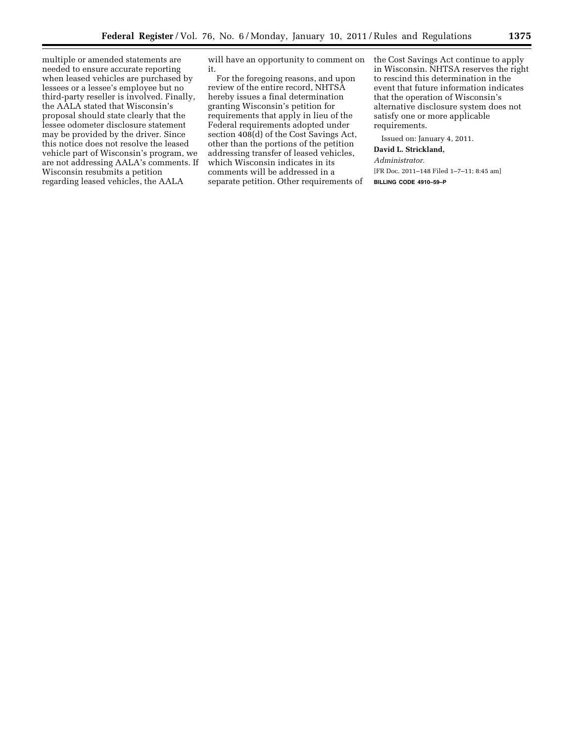multiple or amended statements are needed to ensure accurate reporting when leased vehicles are purchased by lessees or a lessee's employee but no third-party reseller is involved. Finally, the AALA stated that Wisconsin's proposal should state clearly that the lessee odometer disclosure statement may be provided by the driver. Since this notice does not resolve the leased vehicle part of Wisconsin's program, we are not addressing AALA's comments. If Wisconsin resubmits a petition regarding leased vehicles, the AALA will have an opportunity to comment on it.

For the foregoing reasons, and upon review of the entire record, NHTSA hereby issues a final determination granting Wisconsin's petition for requirements that apply in lieu of the Federal requirements adopted under section 408(d) of the Cost Savings Act, other than the portions of the petition addressing transfer of leased vehicles, which Wisconsin indicates in its comments will be addressed in a separate petition. Other requirements of the Cost Savings Act continue to apply in Wisconsin. NHTSA reserves the right to rescind this determination in the event that future information indicates that the operation of Wisconsin's alternative disclosure system does not satisfy one or more applicable requirements.

Issued on: January 4, 2011.

**David L. Strickland,**

*Administrator.*

[FR Doc. 2011–148 Filed 1–7–11; 8:45 am]

**BILLING CODE 4910–59–P**